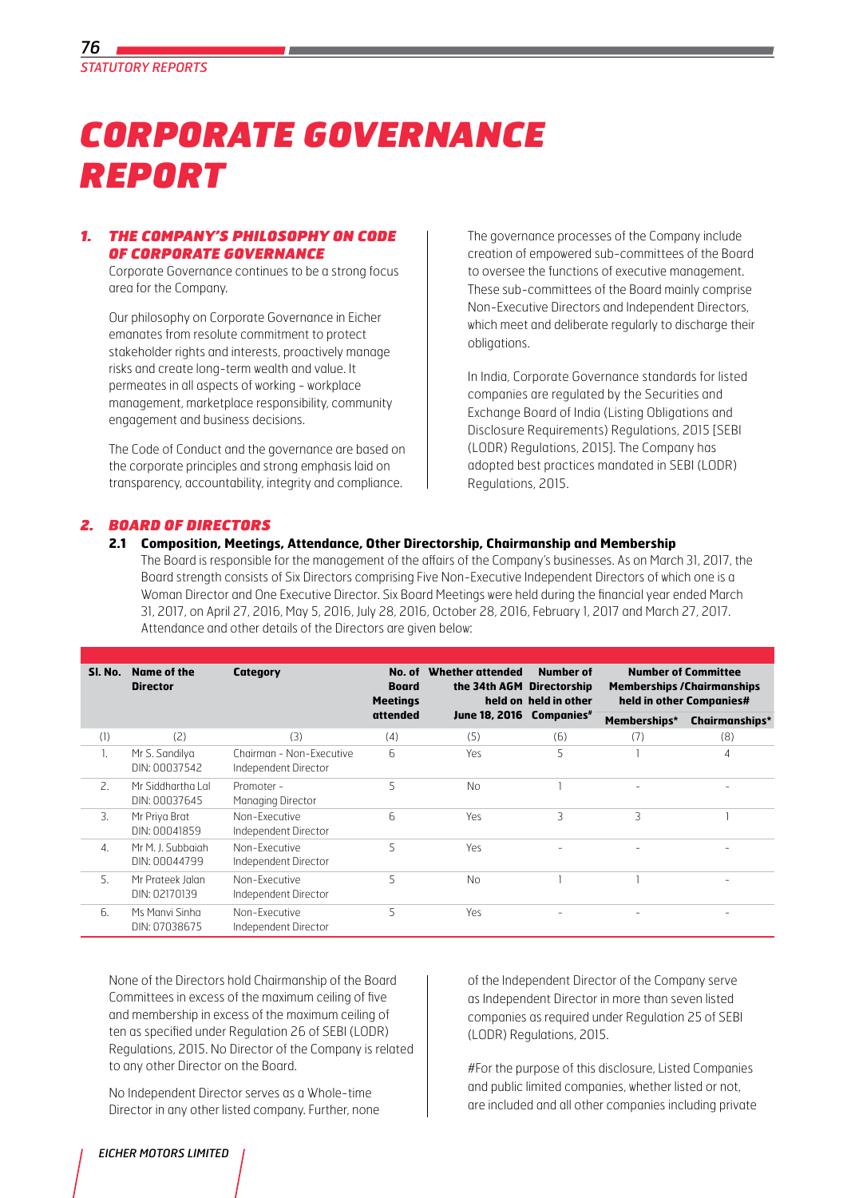# CORPORATE GOVERNANCE REPORT

## 1. THE COMPANY'S PHILOSOPHY ON CODE OF CORPORATE GOVERNANCE

Corporate Governance continues to be a strong focus area for the Company.

Our philosophy on Corporate Governance in Eicher emanates from resolute commitment to protect stakeholder rights and interests, proactively manage risks and create long-term wealth and value. It permeates in all aspects of working - workplace management, marketplace responsibility, community engagement and business decisions.

The Code of Conduct and the governance are based on the corporate principles and strong emphasis laid on transparency, accountability, integrity and compliance.

The governance processes of the Company include creation of empowered sub-committees of the Board to oversee the functions of executive management. These sub-committees of the Board mainly comprise Non-Executive Directors and Independent Directors, which meet and deliberate regularly to discharge their obligations.

In India, Corporate Governance standards for listed companies are regulated by the Securities and Exchange Board of India (Listing Obligations and Disclosure Requirements) Regulations, 2015 [SEBI (LODR) Regulations, 2015]. The Company has adopted best practices mandated in SEBI (LODR) Regulations, 2015.

## 2. BOARD OF DIRECTORS

### 2.1 Composition, Meetings, Attendance, Other Directorship, Chairmanship and Membership

The Board is responsible for the management of the affairs of the Company's businesses. As on March 31, 2017, the Board strength consists of Six Directors comprising Five Non-Executive Independent Directors of which one is a Woman Director and One Executive Director. Six Board Meetings were held during the financial year ended March 31, 2017, on April 27, 2016, May 5, 2016, July 28, 2016, October 28, 2016, February 1, 2017 and March 27, 2017. Attendance and other details of the Directors are given below:

| Sl. No. | Name of the Director | Category | No. of Board Meetings attended | Whether attended the 34th AGM held on June 18, 2016 | Number of Directorship held in other Companies# | Number of Committee Memberships /Chairmanships held in other Companies# | |
|---|---|---|---|---|---|---|---|
| | | | | | | Memberships* | Chairmanships* |
| (1) | (2) | (3) | (4) | (5) | (6) | (7) | (8) |
| 1. | Mr S. Sandilya DIN: 00037542 | Chairman - Non-Executive Independent Director | 6 | Yes | 5 | 1 | 4 |
| 2. | Mr Siddhartha Lal DIN: 00037645 | Promoter - Managing Director | 5 | No | 1 | - | - |
| 3. | Mr Priya Brat DIN: 00041859 | Non-Executive Independent Director | 6 | Yes | 3 | 3 | 1 |
| 4. | Mr M. J. Subbaiah DIN: 00044799 | Non-Executive Independent Director | 5 | Yes | - | - | - |
| 5. | Mr Prateek Jalan DIN: 02170139 | Non-Executive Independent Director | 5 | No | 1 | 1 | - |
| 6. | Ms Manvi Sinha DIN: 07038675 | Non-Executive Independent Director | 5 | Yes | - | - | - |

None of the Directors hold Chairmanship of the Board Committees in excess of the maximum ceiling of five and membership in excess of the maximum ceiling of ten as specified under Regulation 26 of SEBI (LODR) Regulations, 2015. No Director of the Company is related to any other Director on the Board.

No Independent Director serves as a Whole-time Director in any other listed company. Further, none of the Independent Director of the Company serve as Independent Director in more than seven listed companies as required under Regulation 25 of SEBI (LODR) Regulations, 2015.

#For the purpose of this disclosure, Listed Companies and public limited companies, whether listed or not, are included and all other companies including private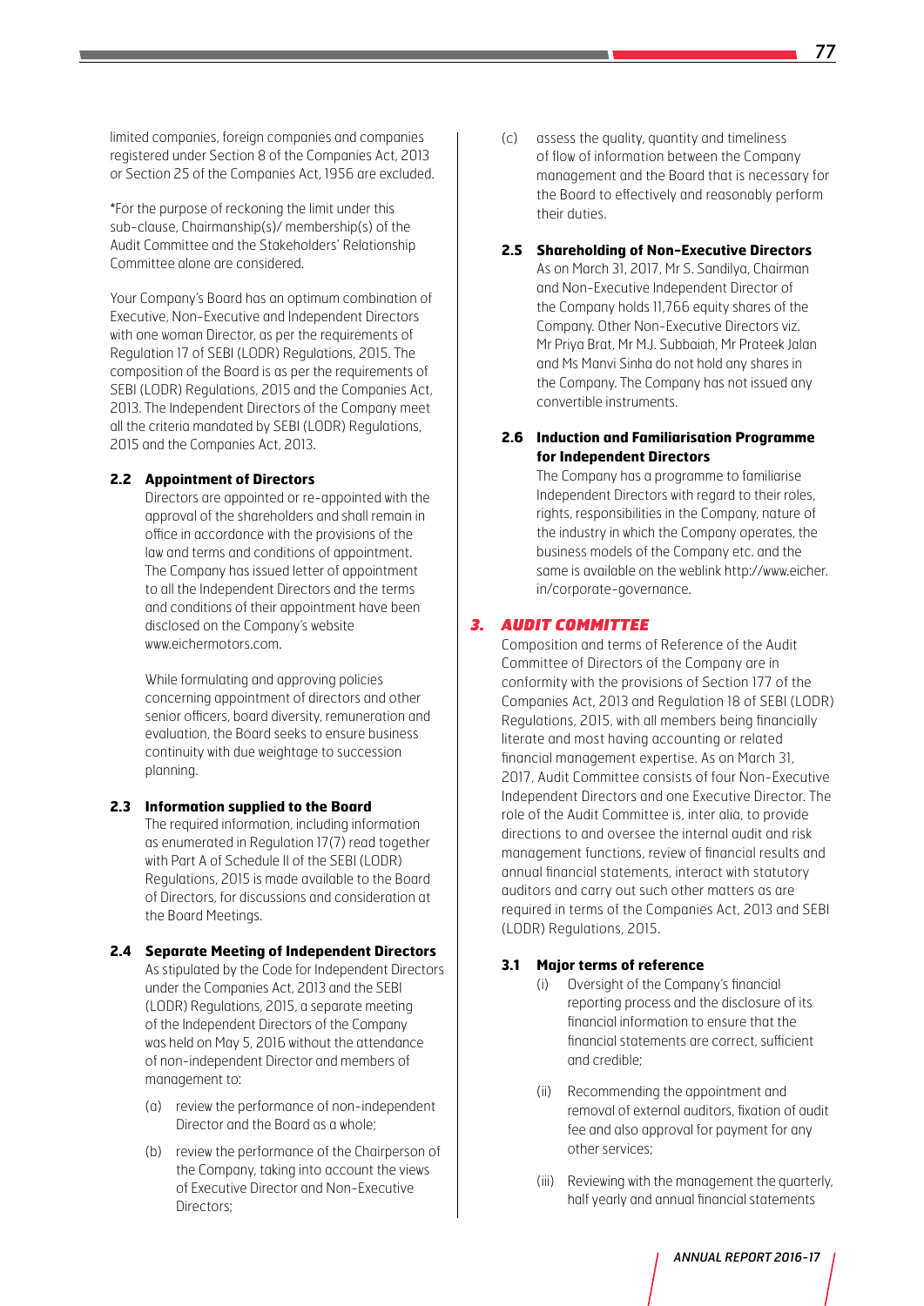limited companies, foreign companies and companies registered under Section 8 of the Companies Act, 2013 or Section 25 of the Companies Act, 1956 are excluded.

*For the purpose of reckoning the limit under this sub-clause, Chairmanship(s)/ membership(s) of the Audit Committee and the Stakeholders' Relationship Committee alone are considered.

Your Company's Board has an optimum combination of Executive, Non-Executive and Independent Directors with one woman Director, as per the requirements of Regulation 17 of SEBI (LODR) Regulations, 2015. The composition of the Board is as per the requirements of SEBI (LODR) Regulations, 2015 and the Companies Act, 2013. The Independent Directors of the Company meet all the criteria mandated by SEBI (LODR) Regulations, 2015 and the Companies Act, 2013.

### 2.2 Appointment of Directors

Directors are appointed or re-appointed with the approval of the shareholders and shall remain in office in accordance with the provisions of the law and terms and conditions of appointment. The Company has issued letter of appointment to all the Independent Directors and the terms and conditions of their appointment have been disclosed on the Company's website www.eichermotors.com.

While formulating and approving policies concerning appointment of directors and other senior officers, board diversity, remuneration and evaluation, the Board seeks to ensure business continuity with due weightage to succession planning.

### 2.3 Information supplied to the Board

The required information, including information as enumerated in Regulation 17(7) read together with Part A of Schedule II of the SEBI (LODR) Regulations, 2015 is made available to the Board of Directors, for discussions and consideration at the Board Meetings.

### 2.4 Separate Meeting of Independent Directors

As stipulated by the Code for Independent Directors under the Companies Act, 2013 and the SEBI (LODR) Regulations, 2015, a separate meeting of the Independent Directors of the Company was held on May 5, 2016 without the attendance of non-independent Director and members of management to:

(a) review the performance of non-independent Director and the Board as a whole;

(b) review the performance of the Chairperson of the Company, taking into account the views of Executive Director and Non-Executive Directors;

(c) assess the quality, quantity and timeliness of flow of information between the Company management and the Board that is necessary for the Board to effectively and reasonably perform their duties.

### 2.5 Shareholding of Non-Executive Directors

As on March 31, 2017, Mr S. Sandilya, Chairman and Non-Executive Independent Director of the Company holds 11,766 equity shares of the Company. Other Non-Executive Directors viz. Mr Priya Brat, Mr M.J. Subbaiah, Mr Prateek Jalan and Ms Manvi Sinha do not hold any shares in the Company. The Company has not issued any convertible instruments.

### 2.6 Induction and Familiarisation Programme for Independent Directors

The Company has a programme to familiarise Independent Directors with regard to their roles, rights, responsibilities in the Company, nature of the industry in which the Company operates, the business models of the Company etc. and the same is available on the weblink http://www.eicher.in/corporate-governance.

## 3. *AUDIT COMMITTEE*

Composition and terms of Reference of the Audit Committee of Directors of the Company are in conformity with the provisions of Section 177 of the Companies Act, 2013 and Regulation 18 of SEBI (LODR) Regulations, 2015, with all members being financially literate and most having accounting or related financial management expertise. As on March 31, 2017, Audit Committee consists of four Non-Executive Independent Directors and one Executive Director. The role of the Audit Committee is, inter alia, to provide directions to and oversee the internal audit and risk management functions, review of financial results and annual financial statements, interact with statutory auditors and carry out such other matters as are required in terms of the Companies Act, 2013 and SEBI (LODR) Regulations, 2015.

### 3.1 Major terms of reference

(i) Oversight of the Company's financial reporting process and the disclosure of its financial information to ensure that the financial statements are correct, sufficient and credible;

(ii) Recommending the appointment and removal of external auditors, fixation of audit fee and also approval for payment for any other services;

(iii) Reviewing with the management the quarterly, half yearly and annual financial statements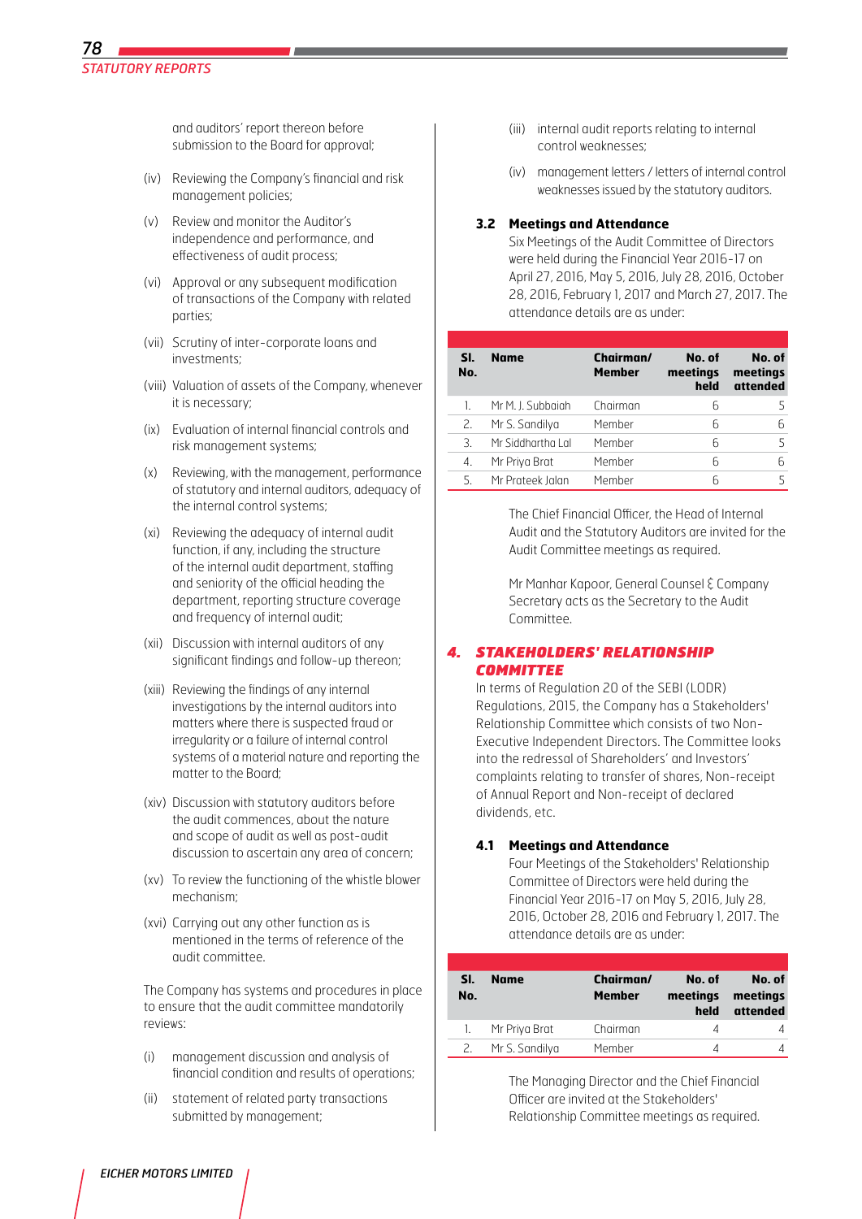and auditors' report thereon before submission to the Board for approval;

(iv) Reviewing the Company's financial and risk management policies;

(v) Review and monitor the Auditor's independence and performance, and effectiveness of audit process;

(vi) Approval or any subsequent modification of transactions of the Company with related parties;

(vii) Scrutiny of inter-corporate loans and investments;

(viii) Valuation of assets of the Company, whenever it is necessary;

(ix) Evaluation of internal financial controls and risk management systems;

(x) Reviewing, with the management, performance of statutory and internal auditors, adequacy of the internal control systems;

(xi) Reviewing the adequacy of internal audit function, if any, including the structure of the internal audit department, staffing and seniority of the official heading the department, reporting structure coverage and frequency of internal audit;

(xii) Discussion with internal auditors of any significant findings and follow-up thereon;

(xiii) Reviewing the findings of any internal investigations by the internal auditors into matters where there is suspected fraud or irregularity or a failure of internal control systems of a material nature and reporting the matter to the Board;

(xiv) Discussion with statutory auditors before the audit commences, about the nature and scope of audit as well as post-audit discussion to ascertain any area of concern;

(xv) To review the functioning of the whistle blower mechanism;

(xvi) Carrying out any other function as is mentioned in the terms of reference of the audit committee.

The Company has systems and procedures in place to ensure that the audit committee mandatorily reviews:

(i) management discussion and analysis of financial condition and results of operations;

(ii) statement of related party transactions submitted by management;

(iii) internal audit reports relating to internal control weaknesses;

(iv) management letters / letters of internal control weaknesses issued by the statutory auditors.

### 3.2 Meetings and Attendance

Six Meetings of the Audit Committee of Directors were held during the Financial Year 2016-17 on April 27, 2016, May 5, 2016, July 28, 2016, October 28, 2016, February 1, 2017 and March 27, 2017. The attendance details are as under:

| Sl. No. | Name | Chairman/ Member | No. of meetings held | No. of meetings attended |
|---|---|---|---|---|
| 1. | Mr M. J. Subbaiah | Chairman | 6 | 5 |
| 2. | Mr S. Sandilya | Member | 6 | 6 |
| 3. | Mr Siddhartha Lal | Member | 6 | 5 |
| 4. | Mr Priya Brat | Member | 6 | 6 |
| 5. | Mr Prateek Jalan | Member | 6 | 5 |

The Chief Financial Officer, the Head of Internal Audit and the Statutory Auditors are invited for the Audit Committee meetings as required.

Mr Manhar Kapoor, General Counsel & Company Secretary acts as the Secretary to the Audit Committee.

## 4. STAKEHOLDERS' RELATIONSHIP COMMITTEE

In terms of Regulation 20 of the SEBI (LODR) Regulations, 2015, the Company has a Stakeholders' Relationship Committee which consists of two Non-Executive Independent Directors. The Committee looks into the redressal of Shareholders' and Investors' complaints relating to transfer of shares, Non-receipt of Annual Report and Non-receipt of declared dividends, etc.

### 4.1 Meetings and Attendance

Four Meetings of the Stakeholders' Relationship Committee of Directors were held during the Financial Year 2016-17 on May 5, 2016, July 28, 2016, October 28, 2016 and February 1, 2017. The attendance details are as under:

| Sl. No. | Name | Chairman/ Member | No. of meetings held | No. of meetings attended |
|---|---|---|---|---|
| 1. | Mr Priya Brat | Chairman | 4 | 4 |
| 2. | Mr S. Sandilya | Member | 4 | 4 |

The Managing Director and the Chief Financial Officer are invited at the Stakeholders' Relationship Committee meetings as required.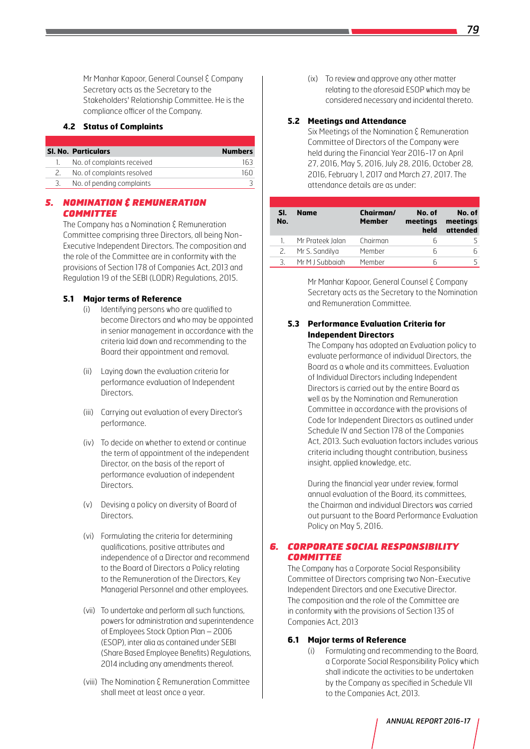Mr Manhar Kapoor, General Counsel & Company Secretary acts as the Secretary to the Stakeholders' Relationship Committee. He is the compliance officer of the Company.

### 4.2 Status of Complaints

| Sl. No. | Particulars | Numbers |
|---|---|---|
| 1. | No. of complaints received | 163 |
| 2. | No. of complaints resolved | 160 |
| 3. | No. of pending complaints | 3 |

## 5. NOMINATION & REMUNERATION COMMITTEE

The Company has a Nomination & Remuneration Committee comprising three Directors, all being Non-Executive Independent Directors. The composition and the role of the Committee are in conformity with the provisions of Section 178 of Companies Act, 2013 and Regulation 19 of the SEBI (LODR) Regulations, 2015.

### 5.1 Major terms of Reference

(i) Identifying persons who are qualified to become Directors and who may be appointed in senior management in accordance with the criteria laid down and recommending to the Board their appointment and removal.

(ii) Laying down the evaluation criteria for performance evaluation of Independent Directors.

(iii) Carrying out evaluation of every Director's performance.

(iv) To decide on whether to extend or continue the term of appointment of the independent Director, on the basis of the report of performance evaluation of independent Directors.

(v) Devising a policy on diversity of Board of Directors.

(vi) Formulating the criteria for determining qualifications, positive attributes and independence of a Director and recommend to the Board of Directors a Policy relating to the Remuneration of the Directors, Key Managerial Personnel and other employees.

(vii) To undertake and perform all such functions, powers for administration and superintendence of Employees Stock Option Plan – 2006 (ESOP), inter alia as contained under SEBI (Share Based Employee Benefits) Regulations, 2014 including any amendments thereof.

(viii) The Nomination & Remuneration Committee shall meet at least once a year.

(ix) To review and approve any other matter relating to the aforesaid ESOP which may be considered necessary and incidental thereto.

### 5.2 Meetings and Attendance

Six Meetings of the Nomination & Remuneration Committee of Directors of the Company were held during the Financial Year 2016-17 on April 27, 2016, May 5, 2016, July 28, 2016, October 28, 2016, February 1, 2017 and March 27, 2017. The attendance details are as under:

| Sl. No. | Name | Chairman/ Member | No. of meetings held | No. of meetings attended |
|---|---|---|---|---|
| 1. | Mr Prateek Jalan | Chairman | 6 | 5 |
| 2. | Mr S. Sandilya | Member | 6 | 6 |
| 3. | Mr M J Subbaiah | Member | 6 | 5 |

Mr Manhar Kapoor, General Counsel & Company Secretary acts as the Secretary to the Nomination and Remuneration Committee.

### 5.3 Performance Evaluation Criteria for Independent Directors

The Company has adopted an Evaluation policy to evaluate performance of individual Directors, the Board as a whole and its committees. Evaluation of Individual Directors including Independent Directors is carried out by the entire Board as well as by the Nomination and Remuneration Committee in accordance with the provisions of Code for Independent Directors as outlined under Schedule IV and Section 178 of the Companies Act, 2013. Such evaluation factors includes various criteria including thought contribution, business insight, applied knowledge, etc.

During the financial year under review, formal annual evaluation of the Board, its committees, the Chairman and individual Directors was carried out pursuant to the Board Performance Evaluation Policy on May 5, 2016.

## 6. CORPORATE SOCIAL RESPONSIBILITY COMMITTEE

The Company has a Corporate Social Responsibility Committee of Directors comprising two Non-Executive Independent Directors and one Executive Director. The composition and the role of the Committee are in conformity with the provisions of Section 135 of Companies Act, 2013

### 6.1 Major terms of Reference

(i) Formulating and recommending to the Board, a Corporate Social Responsibility Policy which shall indicate the activities to be undertaken by the Company as specified in Schedule VII to the Companies Act, 2013.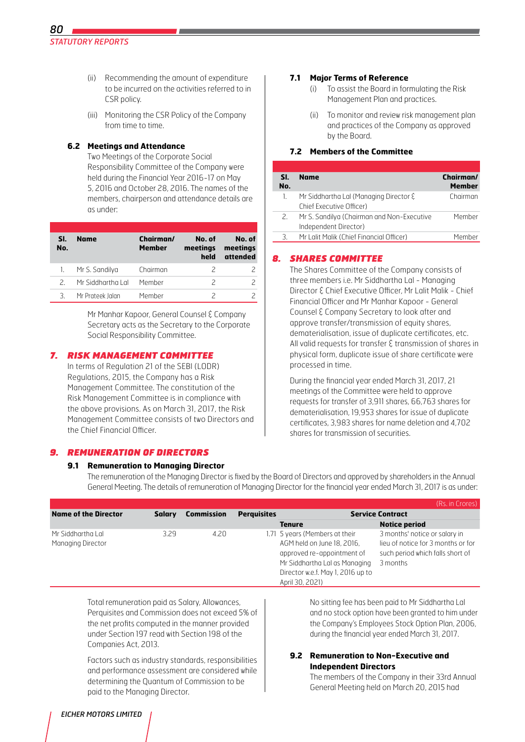(ii) Recommending the amount of expenditure to be incurred on the activities referred to in CSR policy.

(iii) Monitoring the CSR Policy of the Company from time to time.

### 6.2 Meetings and Attendance

Two Meetings of the Corporate Social Responsibility Committee of the Company were held during the Financial Year 2016-17 on May 5, 2016 and October 28, 2016. The names of the members, chairperson and attendance details are as under:

| Sl. No. | Name | Chairman/ Member | No. of meetings held | No. of meetings attended |
|---|---|---|---|---|
| 1. | Mr S. Sandilya | Chairman | 2 | 2 |
| 2. | Mr Siddhartha Lal | Member | 2 | 2 |
| 3. | Mr Prateek Jalan | Member | 2 | 2 |

Mr Manhar Kapoor, General Counsel & Company Secretary acts as the Secretary to the Corporate Social Responsibility Committee.

## 7. RISK MANAGEMENT COMMITTEE

In terms of Regulation 21 of the SEBI (LODR) Regulations, 2015, the Company has a Risk Management Committee. The constitution of the Risk Management Committee is in compliance with the above provisions. As on March 31, 2017, the Risk Management Committee consists of two Directors and the Chief Financial Officer.

### 7.1 Major Terms of Reference

(i) To assist the Board in formulating the Risk Management Plan and practices.

(ii) To monitor and review risk management plan and practices of the Company as approved by the Board.

### 7.2 Members of the Committee

| Sl. No. | Name | Chairman/ Member |
|---|---|---|
| 1. | Mr Siddhartha Lal (Managing Director & Chief Executive Officer) | Chairman |
| 2. | Mr S. Sandilya (Chairman and Non-Executive Independent Director) | Member |
| 3. | Mr Lalit Malik (Chief Financial Officer) | Member |

## 8. SHARES COMMITTEE

The Shares Committee of the Company consists of three members i.e. Mr Siddhartha Lal - Managing Director & Chief Executive Officer, Mr Lalit Malik - Chief Financial Officer and Mr Manhar Kapoor - General Counsel & Company Secretary to look after and approve transfer/transmission of equity shares, dematerialisation, issue of duplicate certificates, etc. All valid requests for transfer & transmission of shares in physical form, duplicate issue of share certificate were processed in time.

During the financial year ended March 31, 2017, 21 meetings of the Committee were held to approve requests for transfer of 3,911 shares, 66,763 shares for dematerialisation, 19,953 shares for issue of duplicate certificates, 3,983 shares for name deletion and 4,702 shares for transmission of securities.

## 9. REMUNERATION OF DIRECTORS

### 9.1 Remuneration to Managing Director

The remuneration of the Managing Director is fixed by the Board of Directors and approved by shareholders in the Annual General Meeting. The details of remuneration of Managing Director for the financial year ended March 31, 2017 is as under:

(Rs. in Crores)

| Name of the Director | Salary | Commission | Perquisites | Service Contract | |
|---|---|---|---|---|---|
| | | | | Tenure | Notice period |
| Mr Siddhartha Lal Managing Director | 3.29 | 4.20 | 1.71 | 5 years (Members at their AGM held on June 18, 2016, approved re-appointment of Mr Siddhartha Lal as Managing Director w.e.f. May 1, 2016 up to April 30, 2021) | 3 months' notice or salary in lieu of notice for 3 months or for such period which falls short of 3 months |

Total remuneration paid as Salary, Allowances, Perquisites and Commission does not exceed 5% of the net profits computed in the manner provided under Section 197 read with Section 198 of the Companies Act, 2013.

Factors such as industry standards, responsibilities and performance assessment are considered while determining the Quantum of Commission to be paid to the Managing Director.

No sitting fee has been paid to Mr Siddhartha Lal and no stock option have been granted to him under the Company's Employees Stock Option Plan, 2006, during the financial year ended March 31, 2017.

### 9.2 Remuneration to Non-Executive and Independent Directors

The members of the Company in their 33rd Annual General Meeting held on March 20, 2015 had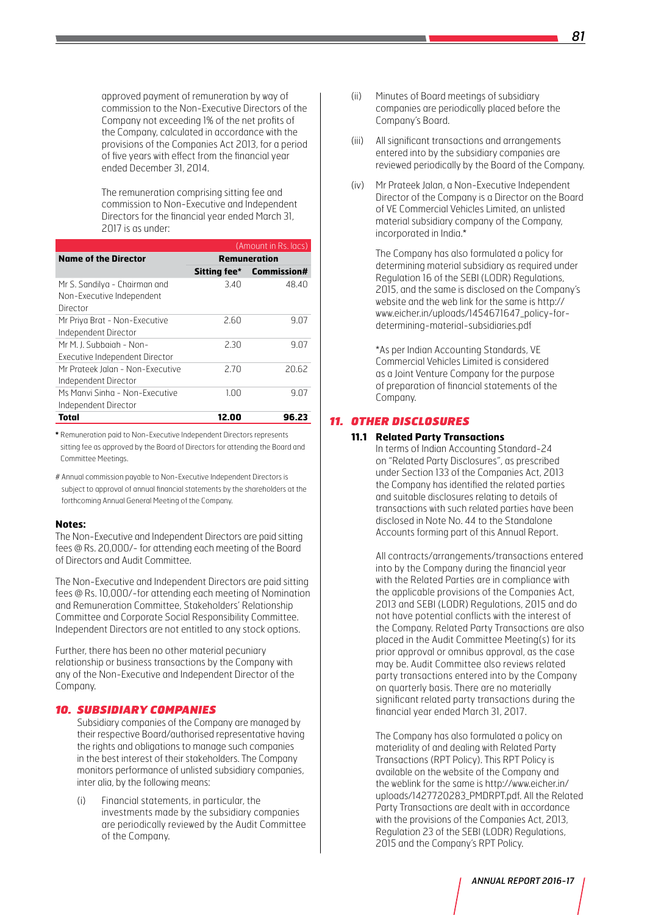approved payment of remuneration by way of commission to the Non-Executive Directors of the Company not exceeding 1% of the net profits of the Company, calculated in accordance with the provisions of the Companies Act 2013, for a period of five years with effect from the financial year ended December 31, 2014.

The remuneration comprising sitting fee and commission to Non-Executive and Independent Directors for the financial year ended March 31, 2017 is as under:

(Amount in Rs. lacs)

| Name of the Director | Remuneration | |
|---|---|---|
| | Sitting fee* | Commission# |
| Mr S. Sandilya - Chairman and Non-Executive Independent Director | 3.40 | 48.40 |
| Mr Priya Brat - Non-Executive Independent Director | 2.60 | 9.07 |
| Mr M. J. Subbaiah - Non-Executive Independent Director | 2.30 | 9.07 |
| Mr Prateek Jalan - Non-Executive Independent Director | 2.70 | 20.62 |
| Ms Manvi Sinha - Non-Executive Independent Director | 1.00 | 9.07 |
| **Total** | **12.00** | **96.23** |

* Remuneration paid to Non-Executive Independent Directors represents sitting fee as approved by the Board of Directors for attending the Board and Committee Meetings.

# Annual commission payable to Non-Executive Independent Directors is subject to approval of annual financial statements by the shareholders at the forthcoming Annual General Meeting of the Company.

**Notes:**

The Non-Executive and Independent Directors are paid sitting fees @ Rs. 20,000/- for attending each meeting of the Board of Directors and Audit Committee.

The Non-Executive and Independent Directors are paid sitting fees @ Rs. 10,000/-for attending each meeting of Nomination and Remuneration Committee, Stakeholders' Relationship Committee and Corporate Social Responsibility Committee. Independent Directors are not entitled to any stock options.

Further, there has been no other material pecuniary relationship or business transactions by the Company with any of the Non-Executive and Independent Director of the Company.

## 10. SUBSIDIARY COMPANIES

Subsidiary companies of the Company are managed by their respective Board/authorised representative having the rights and obligations to manage such companies in the best interest of their stakeholders. The Company monitors performance of unlisted subsidiary companies, inter alia, by the following means:

(i) Financial statements, in particular, the investments made by the subsidiary companies are periodically reviewed by the Audit Committee of the Company.

(ii) Minutes of Board meetings of subsidiary companies are periodically placed before the Company's Board.

(iii) All significant transactions and arrangements entered into by the subsidiary companies are reviewed periodically by the Board of the Company.

(iv) Mr Prateek Jalan, a Non-Executive Independent Director of the Company is a Director on the Board of VE Commercial Vehicles Limited, an unlisted material subsidiary company of the Company, incorporated in India.*

The Company has also formulated a policy for determining material subsidiary as required under Regulation 16 of the SEBI (LODR) Regulations, 2015, and the same is disclosed on the Company's website and the web link for the same is http://www.eicher.in/uploads/1454671647_policy-for-determining-material-subsidiaries.pdf

*As per Indian Accounting Standards, VE Commercial Vehicles Limited is considered as a Joint Venture Company for the purpose of preparation of financial statements of the Company.

## 11. OTHER DISCLOSURES

### 11.1 Related Party Transactions

In terms of Indian Accounting Standard-24 on "Related Party Disclosures", as prescribed under Section 133 of the Companies Act, 2013 the Company has identified the related parties and suitable disclosures relating to details of transactions with such related parties have been disclosed in Note No. 44 to the Standalone Accounts forming part of this Annual Report.

All contracts/arrangements/transactions entered into by the Company during the financial year with the Related Parties are in compliance with the applicable provisions of the Companies Act, 2013 and SEBI (LODR) Regulations, 2015 and do not have potential conflicts with the interest of the Company. Related Party Transactions are also placed in the Audit Committee Meeting(s) for its prior approval or omnibus approval, as the case may be. Audit Committee also reviews related party transactions entered into by the Company on quarterly basis. There are no materially significant related party transactions during the financial year ended March 31, 2017.

The Company has also formulated a policy on materiality of and dealing with Related Party Transactions (RPT Policy). This RPT Policy is available on the website of the Company and the weblink for the same is http://www.eicher.in/uploads/1427720283_PMDRPT.pdf. All the Related Party Transactions are dealt with in accordance with the provisions of the Companies Act, 2013, Regulation 23 of the SEBI (LODR) Regulations, 2015 and the Company's RPT Policy.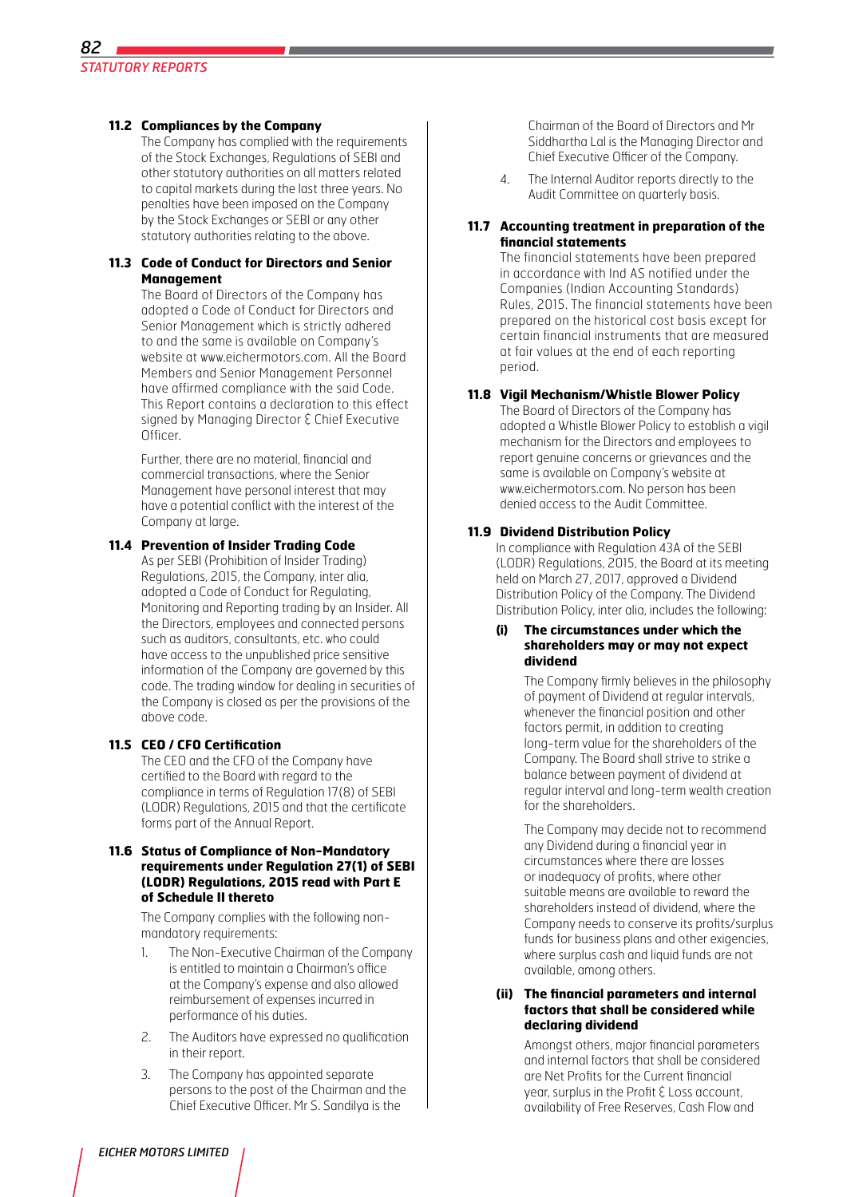### 11.2 Compliances by the Company

The Company has complied with the requirements of the Stock Exchanges, Regulations of SEBI and other statutory authorities on all matters related to capital markets during the last three years. No penalties have been imposed on the Company by the Stock Exchanges or SEBI or any other statutory authorities relating to the above.

### 11.3 Code of Conduct for Directors and Senior Management

The Board of Directors of the Company has adopted a Code of Conduct for Directors and Senior Management which is strictly adhered to and the same is available on Company's website at www.eichermotors.com. All the Board Members and Senior Management Personnel have affirmed compliance with the said Code. This Report contains a declaration to this effect signed by Managing Director & Chief Executive Officer.

Further, there are no material, financial and commercial transactions, where the Senior Management have personal interest that may have a potential conflict with the interest of the Company at large.

### 11.4 Prevention of Insider Trading Code

As per SEBI (Prohibition of Insider Trading) Regulations, 2015, the Company, inter alia, adopted a Code of Conduct for Regulating, Monitoring and Reporting trading by an Insider. All the Directors, employees and connected persons such as auditors, consultants, etc. who could have access to the unpublished price sensitive information of the Company are governed by this code. The trading window for dealing in securities of the Company is closed as per the provisions of the above code.

### 11.5 CEO / CFO Certification

The CEO and the CFO of the Company have certified to the Board with regard to the compliance in terms of Regulation 17(8) of SEBI (LODR) Regulations, 2015 and that the certificate forms part of the Annual Report.

### 11.6 Status of Compliance of Non-Mandatory requirements under Regulation 27(1) of SEBI (LODR) Regulations, 2015 read with Part E of Schedule II thereto

The Company complies with the following non-mandatory requirements:

1. The Non-Executive Chairman of the Company is entitled to maintain a Chairman's office at the Company's expense and also allowed reimbursement of expenses incurred in performance of his duties.
2. The Auditors have expressed no qualification in their report.
3. The Company has appointed separate persons to the post of the Chairman and the Chief Executive Officer. Mr S. Sandilya is the Chairman of the Board of Directors and Mr Siddhartha Lal is the Managing Director and Chief Executive Officer of the Company.
4. The Internal Auditor reports directly to the Audit Committee on quarterly basis.

### 11.7 Accounting treatment in preparation of the financial statements

The financial statements have been prepared in accordance with Ind AS notified under the Companies (Indian Accounting Standards) Rules, 2015. The financial statements have been prepared on the historical cost basis except for certain financial instruments that are measured at fair values at the end of each reporting period.

### 11.8 Vigil Mechanism/Whistle Blower Policy

The Board of Directors of the Company has adopted a Whistle Blower Policy to establish a vigil mechanism for the Directors and employees to report genuine concerns or grievances and the same is available on Company's website at www.eichermotors.com. No person has been denied access to the Audit Committee.

### 11.9 Dividend Distribution Policy

In compliance with Regulation 43A of the SEBI (LODR) Regulations, 2015, the Board at its meeting held on March 27, 2017, approved a Dividend Distribution Policy of the Company. The Dividend Distribution Policy, inter alia, includes the following:

**(i) The circumstances under which the shareholders may or may not expect dividend**

The Company firmly believes in the philosophy of payment of Dividend at regular intervals, whenever the financial position and other factors permit, in addition to creating long-term value for the shareholders of the Company. The Board shall strive to strike a balance between payment of dividend at regular interval and long-term wealth creation for the shareholders.

The Company may decide not to recommend any Dividend during a financial year in circumstances where there are losses or inadequacy of profits, where other suitable means are available to reward the shareholders instead of dividend, where the Company needs to conserve its profits/surplus funds for business plans and other exigencies, where surplus cash and liquid funds are not available, among others.

**(ii) The financial parameters and internal factors that shall be considered while declaring dividend**

Amongst others, major financial parameters and internal factors that shall be considered are Net Profits for the Current financial year, surplus in the Profit & Loss account, availability of Free Reserves, Cash Flow and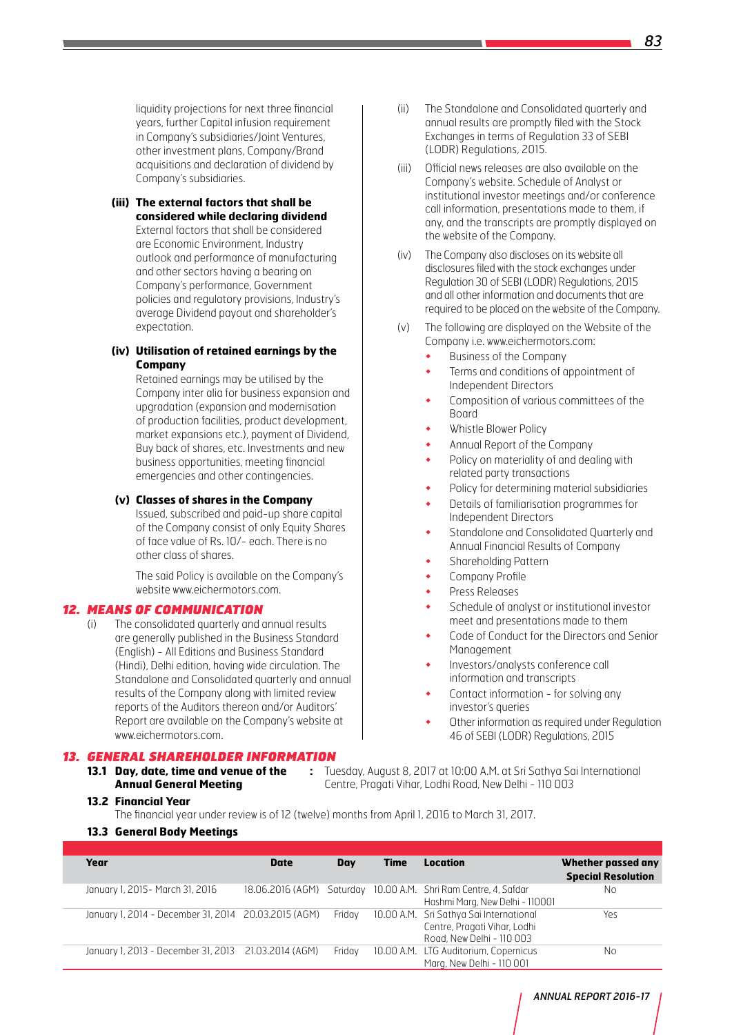liquidity projections for next three financial years, further Capital infusion requirement in Company's subsidiaries/Joint Ventures, other investment plans, Company/Brand acquisitions and declaration of dividend by Company's subsidiaries.

**(iii) The external factors that shall be considered while declaring dividend**

External factors that shall be considered are Economic Environment, Industry outlook and performance of manufacturing and other sectors having a bearing on Company's performance, Government policies and regulatory provisions, Industry's average Dividend payout and shareholder's expectation.

**(iv) Utilisation of retained earnings by the Company**

Retained earnings may be utilised by the Company inter alia for business expansion and upgradation (expansion and modernisation of production facilities, product development, market expansions etc.), payment of Dividend, Buy back of shares, etc. Investments and new business opportunities, meeting financial emergencies and other contingencies.

**(v) Classes of shares in the Company**

Issued, subscribed and paid-up share capital of the Company consist of only Equity Shares of face value of Rs. 10/- each. There is no other class of shares.

The said Policy is available on the Company's website www.eichermotors.com.

## 12. MEANS OF COMMUNICATION

(i) The consolidated quarterly and annual results are generally published in the Business Standard (English) - All Editions and Business Standard (Hindi), Delhi edition, having wide circulation. The Standalone and Consolidated quarterly and annual results of the Company along with limited review reports of the Auditors thereon and/or Auditors' Report are available on the Company's website at www.eichermotors.com.

(ii) The Standalone and Consolidated quarterly and annual results are promptly filed with the Stock Exchanges in terms of Regulation 33 of SEBI (LODR) Regulations, 2015.

(iii) Official news releases are also available on the Company's website. Schedule of Analyst or institutional investor meetings and/or conference call information, presentations made to them, if any, and the transcripts are promptly displayed on the website of the Company.

(iv) The Company also discloses on its website all disclosures filed with the stock exchanges under Regulation 30 of SEBI (LODR) Regulations, 2015 and all other information and documents that are required to be placed on the website of the Company.

(v) The following are displayed on the Website of the Company i.e. www.eichermotors.com:

- Business of the Company
- Terms and conditions of appointment of Independent Directors
- Composition of various committees of the Board
- Whistle Blower Policy
- Annual Report of the Company
- Policy on materiality of and dealing with related party transactions
- Policy for determining material subsidiaries
- Details of familiarisation programmes for Independent Directors
- Standalone and Consolidated Quarterly and Annual Financial Results of Company
- Shareholding Pattern
- Company Profile
- Press Releases
- Schedule of analyst or institutional investor meet and presentations made to them
- Code of Conduct for the Directors and Senior Management
- Investors/analysts conference call information and transcripts
- Contact information - for solving any investor's queries
- Other information as required under Regulation 46 of SEBI (LODR) Regulations, 2015

## 13. GENERAL SHAREHOLDER INFORMATION

**13.1 Day, date, time and venue of the Annual General Meeting** : Tuesday, August 8, 2017 at 10:00 A.M. at Sri Sathya Sai International Centre, Pragati Vihar, Lodhi Road, New Delhi - 110 003

**13.2 Financial Year**

The financial year under review is of 12 (twelve) months from April 1, 2016 to March 31, 2017.

**13.3 General Body Meetings**

| Year | Date | Day | Time | Location | Whether passed any Special Resolution |
|---|---|---|---|---|---|
| January 1, 2015- March 31, 2016 | 18.06.2016 (AGM) | Saturday | 10.00 A.M. | Shri Ram Centre, 4, Safdar Hashmi Marg, New Delhi - 110001 | No |
| January 1, 2014 - December 31, 2014 | 20.03.2015 (AGM) | Friday | 10.00 A.M. | Sri Sathya Sai International Centre, Pragati Vihar, Lodhi Road, New Delhi - 110 003 | Yes |
| January 1, 2013 - December 31, 2013 | 21.03.2014 (AGM) | Friday | 10.00 A.M. | LTG Auditorium, Copernicus Marg, New Delhi - 110 001 | No |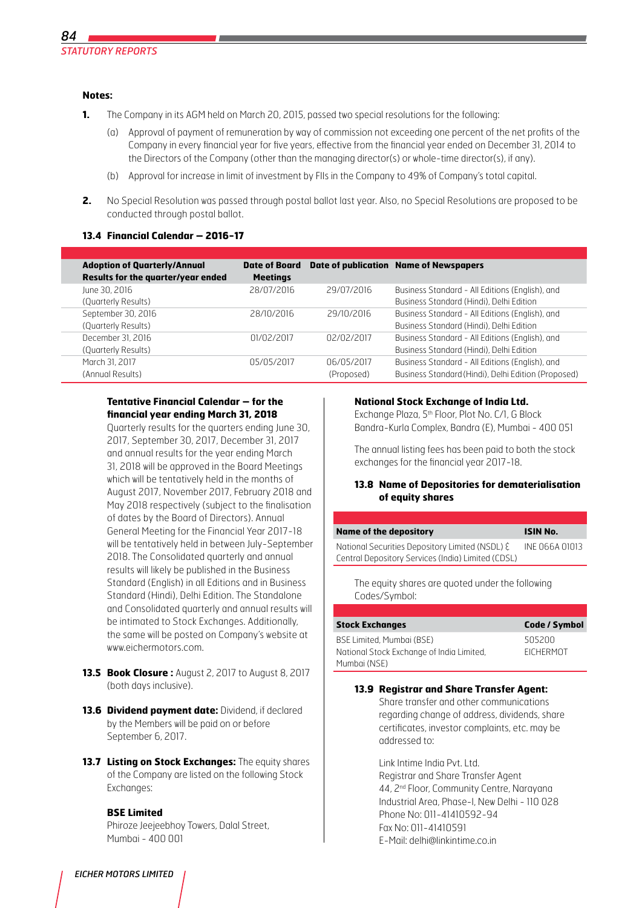**Notes:**

1. The Company in its AGM held on March 20, 2015, passed two special resolutions for the following:

   (a) Approval of payment of remuneration by way of commission not exceeding one percent of the net profits of the Company in every financial year for five years, effective from the financial year ended on December 31, 2014 to the Directors of the Company (other than the managing director(s) or whole-time director(s), if any).

   (b) Approval for increase in limit of investment by FIIs in the Company to 49% of Company's total capital.

2. No Special Resolution was passed through postal ballot last year. Also, no Special Resolutions are proposed to be conducted through postal ballot.

### 13.4 Financial Calendar – 2016-17

| Adoption of Quarterly/Annual Results for the quarter/year ended | Date of Board Meetings | Date of publication | Name of Newspapers |
|---|---|---|---|
| June 30, 2016 (Quarterly Results) | 28/07/2016 | 29/07/2016 | Business Standard - All Editions (English), and Business Standard (Hindi), Delhi Edition |
| September 30, 2016 (Quarterly Results) | 28/10/2016 | 29/10/2016 | Business Standard - All Editions (English), and Business Standard (Hindi), Delhi Edition |
| December 31, 2016 (Quarterly Results) | 01/02/2017 | 02/02/2017 | Business Standard - All Editions (English), and Business Standard (Hindi), Delhi Edition |
| March 31, 2017 (Annual Results) | 05/05/2017 | 06/05/2017 (Proposed) | Business Standard - All Editions (English), and Business Standard (Hindi), Delhi Edition (Proposed) |

**Tentative Financial Calendar – for the financial year ending March 31, 2018**

Quarterly results for the quarters ending June 30, 2017, September 30, 2017, December 31, 2017 and annual results for the year ending March 31, 2018 will be approved in the Board Meetings which will be tentatively held in the months of August 2017, November 2017, February 2018 and May 2018 respectively (subject to the finalisation of dates by the Board of Directors). Annual General Meeting for the Financial Year 2017-18 will be tentatively held in between July-September 2018. The Consolidated quarterly and annual results will likely be published in the Business Standard (English) in all Editions and in Business Standard (Hindi), Delhi Edition. The Standalone and Consolidated quarterly and annual results will be intimated to Stock Exchanges. Additionally, the same will be posted on Company's website at www.eichermotors.com.

**13.5 Book Closure :** August 2, 2017 to August 8, 2017 (both days inclusive).

**13.6 Dividend payment date:** Dividend, if declared by the Members will be paid on or before September 6, 2017.

**13.7 Listing on Stock Exchanges:** The equity shares of the Company are listed on the following Stock Exchanges:

**BSE Limited**
Phiroze Jeejeebhoy Towers, Dalal Street,
Mumbai - 400 001

**National Stock Exchange of India Ltd.**
Exchange Plaza, 5th Floor, Plot No. C/1, G Block
Bandra-Kurla Complex, Bandra (E), Mumbai - 400 051

The annual listing fees has been paid to both the stock exchanges for the financial year 2017-18.

**13.8 Name of Depositories for dematerialisation of equity shares**

| Name of the depository | ISIN No. |
|---|---|
| National Securities Depository Limited (NSDL) & Central Depository Services (India) Limited (CDSL) | INE 066A 01013 |

The equity shares are quoted under the following Codes/Symbol:

| Stock Exchanges | Code / Symbol |
|---|---|
| BSE Limited, Mumbai (BSE) | 505200 |
| National Stock Exchange of India Limited, Mumbai (NSE) | EICHERMOT |

**13.9 Registrar and Share Transfer Agent:**

Share transfer and other communications regarding change of address, dividends, share certificates, investor complaints, etc. may be addressed to:

Link Intime India Pvt. Ltd.
Registrar and Share Transfer Agent
44, 2nd Floor, Community Centre, Narayana Industrial Area, Phase-I, New Delhi - 110 028
Phone No: 011-41410592-94
Fax No: 011-41410591
E-Mail: delhi@linkintime.co.in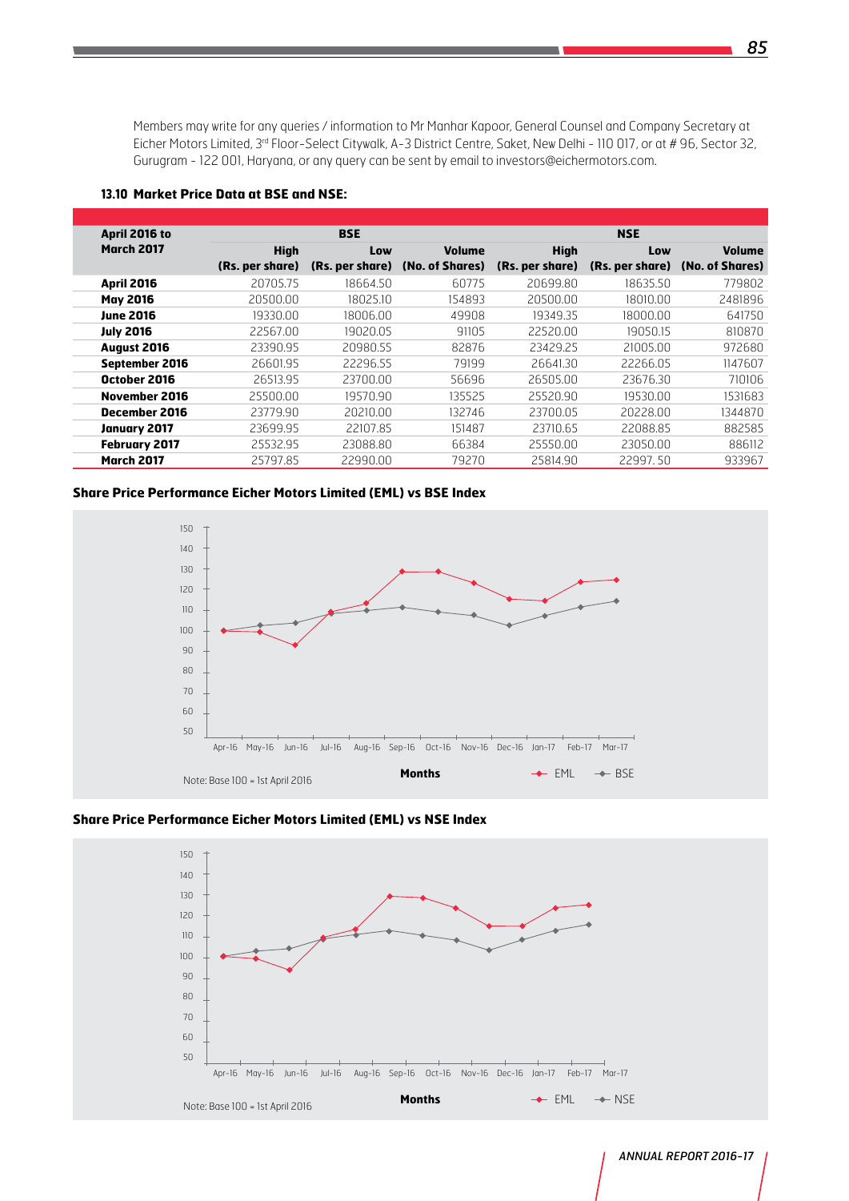Members may write for any queries / information to Mr Manhar Kapoor, General Counsel and Company Secretary at Eicher Motors Limited, 3rd Floor-Select Citywalk, A-3 District Centre, Saket, New Delhi - 110 017, or at # 96, Sector 32, Gurugram - 122 001, Haryana, or any query can be sent by email to investors@eichermotors.com.

### 13.10 Market Price Data at BSE and NSE:

| April 2016 to March 2017 | BSE | | | NSE | | |
|---|---|---|---|---|---|---|
| | High (Rs. per share) | Low (Rs. per share) | Volume (No. of Shares) | High (Rs. per share) | Low (Rs. per share) | Volume (No. of Shares) |
| **April 2016** | 20705.75 | 18664.50 | 60775 | 20699.80 | 18635.50 | 779802 |
| **May 2016** | 20500.00 | 18025.10 | 154893 | 20500.00 | 18010.00 | 2481896 |
| **June 2016** | 19330.00 | 18006.00 | 49908 | 19349.35 | 18000.00 | 641750 |
| **July 2016** | 22567.00 | 19020.05 | 91105 | 22520.00 | 19050.15 | 810870 |
| **August 2016** | 23390.95 | 20980.55 | 82876 | 23429.25 | 21005.00 | 972680 |
| **September 2016** | 26601.95 | 22296.55 | 79199 | 26641.30 | 22266.05 | 1147607 |
| **October 2016** | 26513.95 | 23700.00 | 56696 | 26505.00 | 23676.30 | 710106 |
| **November 2016** | 25500.00 | 19570.90 | 135525 | 25520.90 | 19530.00 | 1531683 |
| **December 2016** | 23779.90 | 20210.00 | 132746 | 23700.05 | 20228.00 | 1344870 |
| **January 2017** | 23699.95 | 22107.85 | 151487 | 23710.65 | 22088.85 | 882585 |
| **February 2017** | 25532.95 | 23088.80 | 66384 | 25550.00 | 23050.00 | 886112 |
| **March 2017** | 25797.85 | 22990.00 | 79270 | 25814.90 | 22997. 50 | 933967 |

**Share Price Performance Eicher Motors Limited (EML) vs BSE Index**

Note: Base 100 = 1st April 2016

**Share Price Performance Eicher Motors Limited (EML) vs NSE Index**

Note: Base 100 = 1st April 2016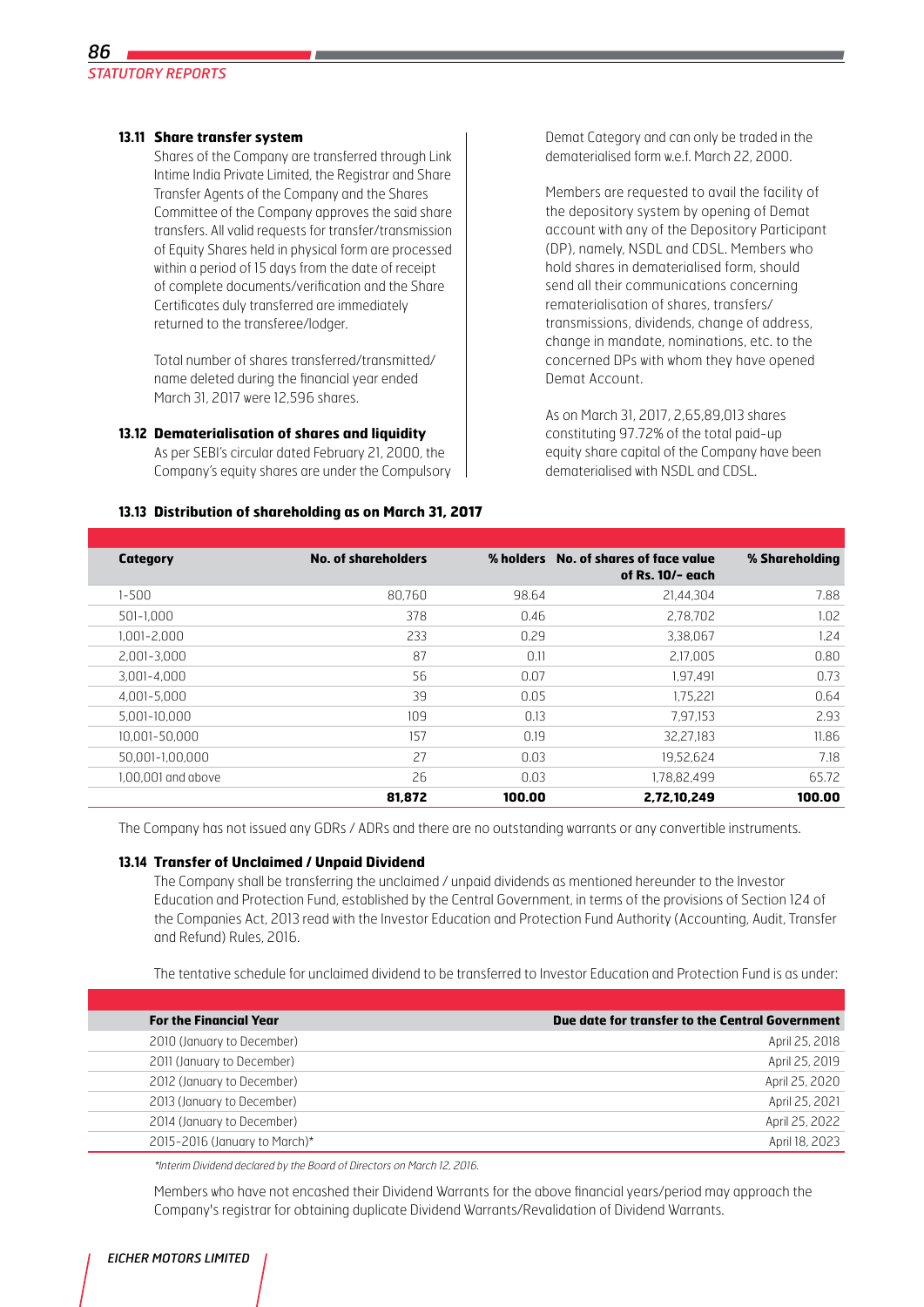### 13.11 Share transfer system

Shares of the Company are transferred through Link Intime India Private Limited, the Registrar and Share Transfer Agents of the Company and the Shares Committee of the Company approves the said share transfers. All valid requests for transfer/transmission of Equity Shares held in physical form are processed within a period of 15 days from the date of receipt of complete documents/verification and the Share Certificates duly transferred are immediately returned to the transferee/lodger.

Total number of shares transferred/transmitted/ name deleted during the financial year ended March 31, 2017 were 12,596 shares.

### 13.12 Dematerialisation of shares and liquidity

As per SEBI's circular dated February 21, 2000, the Company's equity shares are under the Compulsory Demat Category and can only be traded in the dematerialised form w.e.f. March 22, 2000.

Members are requested to avail the facility of the depository system by opening of Demat account with any of the Depository Participant (DP), namely, NSDL and CDSL. Members who hold shares in dematerialised form, should send all their communications concerning rematerialisation of shares, transfers/ transmissions, dividends, change of address, change in mandate, nominations, etc. to the concerned DPs with whom they have opened Demat Account.

As on March 31, 2017, 2,65,89,013 shares constituting 97.72% of the total paid-up equity share capital of the Company have been dematerialised with NSDL and CDSL.

### 13.13 Distribution of shareholding as on March 31, 2017

| Category | No. of shareholders | % holders | No. of shares of face value of Rs. 10/- each | % Shareholding |
|---|---|---|---|---|
| 1-500 | 80,760 | 98.64 | 21,44,304 | 7.88 |
| 501-1,000 | 378 | 0.46 | 2,78,702 | 1.02 |
| 1,001-2,000 | 233 | 0.29 | 3,38,067 | 1.24 |
| 2,001-3,000 | 87 | 0.11 | 2,17,005 | 0.80 |
| 3,001-4,000 | 56 | 0.07 | 1,97,491 | 0.73 |
| 4,001-5,000 | 39 | 0.05 | 1,75,221 | 0.64 |
| 5,001-10,000 | 109 | 0.13 | 7,97,153 | 2.93 |
| 10,001-50,000 | 157 | 0.19 | 32,27,183 | 11.86 |
| 50,001-1,00,000 | 27 | 0.03 | 19,52,624 | 7.18 |
| 1,00,001 and above | 26 | 0.03 | 1,78,82,499 | 65.72 |
| | **81,872** | **100.00** | **2,72,10,249** | **100.00** |

The Company has not issued any GDRs / ADRs and there are no outstanding warrants or any convertible instruments.

### 13.14 Transfer of Unclaimed / Unpaid Dividend

The Company shall be transferring the unclaimed / unpaid dividends as mentioned hereunder to the Investor Education and Protection Fund, established by the Central Government, in terms of the provisions of Section 124 of the Companies Act, 2013 read with the Investor Education and Protection Fund Authority (Accounting, Audit, Transfer and Refund) Rules, 2016.

The tentative schedule for unclaimed dividend to be transferred to Investor Education and Protection Fund is as under:

| For the Financial Year | Due date for transfer to the Central Government |
|---|---|
| 2010 (January to December) | April 25, 2018 |
| 2011 (January to December) | April 25, 2019 |
| 2012 (January to December) | April 25, 2020 |
| 2013 (January to December) | April 25, 2021 |
| 2014 (January to December) | April 25, 2022 |
| 2015-2016 (January to March)* | April 18, 2023 |

*\*Interim Dividend declared by the Board of Directors on March 12, 2016.*

Members who have not encashed their Dividend Warrants for the above financial years/period may approach the Company's registrar for obtaining duplicate Dividend Warrants/Revalidation of Dividend Warrants.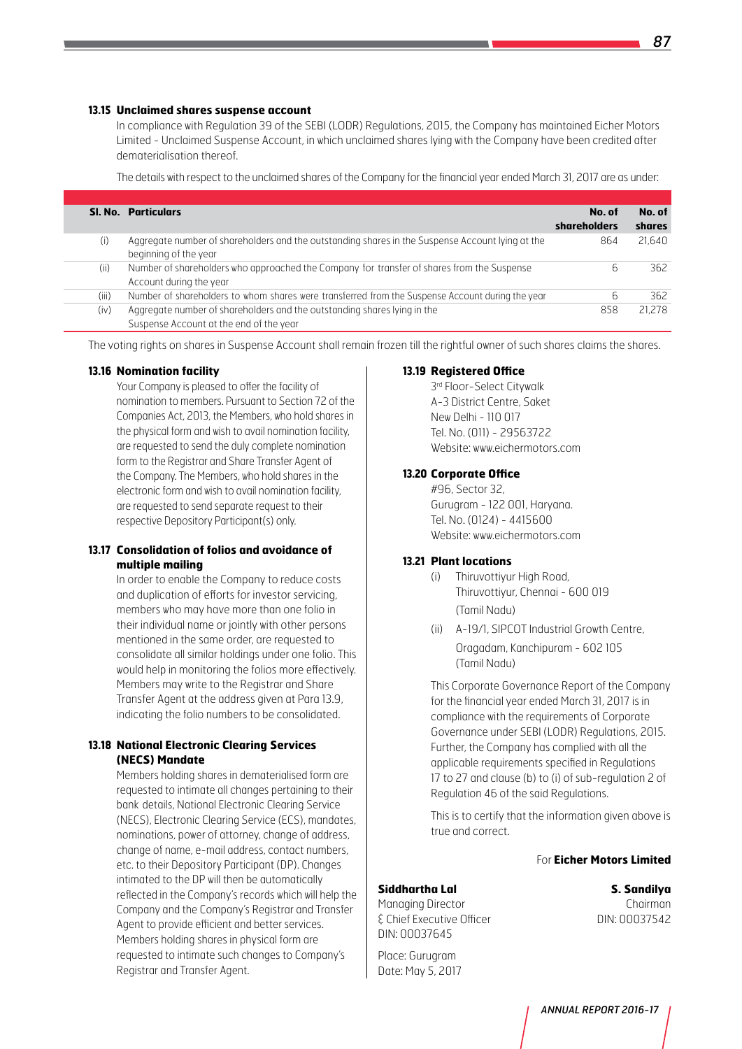### 13.15 Unclaimed shares suspense account

In compliance with Regulation 39 of the SEBI (LODR) Regulations, 2015, the Company has maintained Eicher Motors Limited - Unclaimed Suspense Account, in which unclaimed shares lying with the Company have been credited after dematerialisation thereof.

The details with respect to the unclaimed shares of the Company for the financial year ended March 31, 2017 are as under:

| Sl. No. | Particulars | No. of shareholders | No. of shares |
|---|---|---|---|
| (i) | Aggregate number of shareholders and the outstanding shares in the Suspense Account lying at the beginning of the year | 864 | 21,640 |
| (ii) | Number of shareholders who approached the Company for transfer of shares from the Suspense Account during the year | 6 | 362 |
| (iii) | Number of shareholders to whom shares were transferred from the Suspense Account during the year | 6 | 362 |
| (iv) | Aggregate number of shareholders and the outstanding shares lying in the Suspense Account at the end of the year | 858 | 21,278 |

The voting rights on shares in Suspense Account shall remain frozen till the rightful owner of such shares claims the shares.

### 13.16 Nomination facility

Your Company is pleased to offer the facility of nomination to members. Pursuant to Section 72 of the Companies Act, 2013, the Members, who hold shares in the physical form and wish to avail nomination facility, are requested to send the duly complete nomination form to the Registrar and Share Transfer Agent of the Company. The Members, who hold shares in the electronic form and wish to avail nomination facility, are requested to send separate request to their respective Depository Participant(s) only.

### 13.17 Consolidation of folios and avoidance of multiple mailing

In order to enable the Company to reduce costs and duplication of efforts for investor servicing, members who may have more than one folio in their individual name or jointly with other persons mentioned in the same order, are requested to consolidate all similar holdings under one folio. This would help in monitoring the folios more effectively. Members may write to the Registrar and Share Transfer Agent at the address given at Para 13.9, indicating the folio numbers to be consolidated.

### 13.18 National Electronic Clearing Services (NECS) Mandate

Members holding shares in dematerialised form are requested to intimate all changes pertaining to their bank details, National Electronic Clearing Service (NECS), Electronic Clearing Service (ECS), mandates, nominations, power of attorney, change of address, change of name, e-mail address, contact numbers, etc. to their Depository Participant (DP). Changes intimated to the DP will then be automatically reflected in the Company's records which will help the Company and the Company's Registrar and Transfer Agent to provide efficient and better services. Members holding shares in physical form are requested to intimate such changes to Company's Registrar and Transfer Agent.

### 13.19 Registered Office

3rd Floor-Select Citywalk
A-3 District Centre, Saket
New Delhi - 110 017
Tel. No. (011) - 29563722
Website: www.eichermotors.com

### 13.20 Corporate Office

#96, Sector 32,
Gurugram - 122 001, Haryana.
Tel. No. (0124) - 4415600
Website: www.eichermotors.com

### 13.21 Plant locations

(i) Thiruvottiyur High Road, Thiruvottiyur, Chennai - 600 019 (Tamil Nadu)

(ii) A-19/1, SIPCOT Industrial Growth Centre, Oragadam, Kanchipuram - 602 105 (Tamil Nadu)

This Corporate Governance Report of the Company for the financial year ended March 31, 2017 is in compliance with the requirements of Corporate Governance under SEBI (LODR) Regulations, 2015. Further, the Company has complied with all the applicable requirements specified in Regulations 17 to 27 and clause (b) to (i) of sub-regulation 2 of Regulation 46 of the said Regulations.

This is to certify that the information given above is true and correct.

For **Eicher Motors Limited**

**Siddhartha Lal**
Managing Director
& Chief Executive Officer
DIN: 00037645

**S. Sandilya**
Chairman
DIN: 00037542

Place: Gurugram
Date: May 5, 2017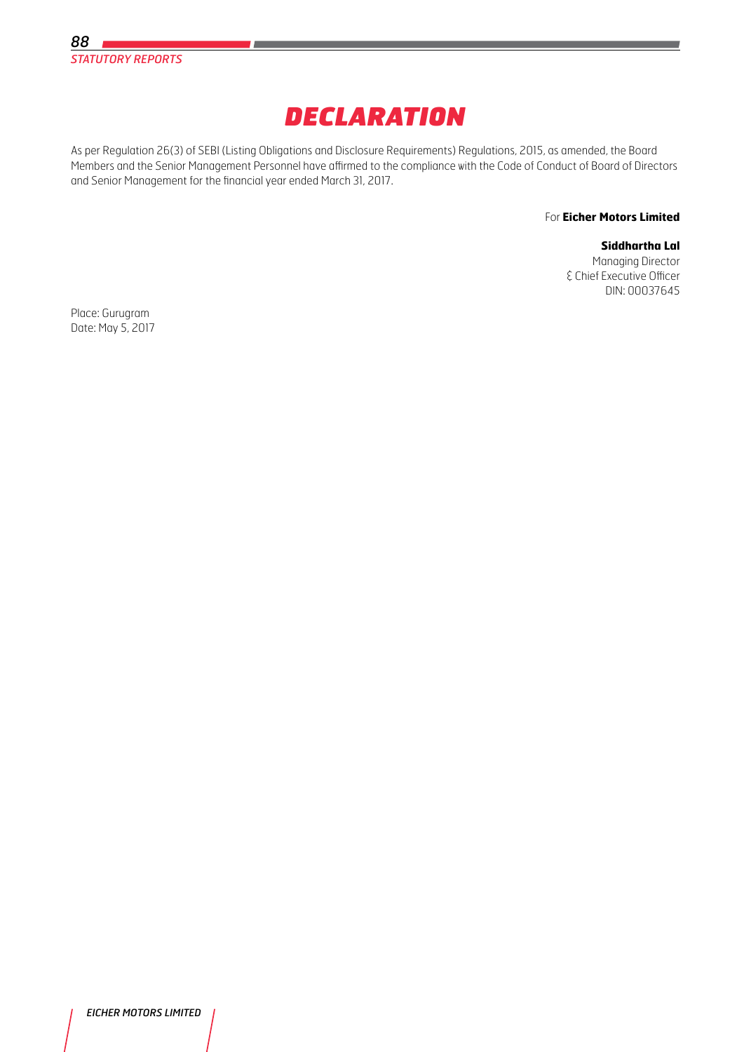# DECLARATION

As per Regulation 26(3) of SEBI (Listing Obligations and Disclosure Requirements) Regulations, 2015, as amended, the Board Members and the Senior Management Personnel have affirmed to the compliance with the Code of Conduct of Board of Directors and Senior Management for the financial year ended March 31, 2017.

For **Eicher Motors Limited**

**Siddhartha Lal**
Managing Director
& Chief Executive Officer
DIN: 00037645

Place: Gurugram
Date: May 5, 2017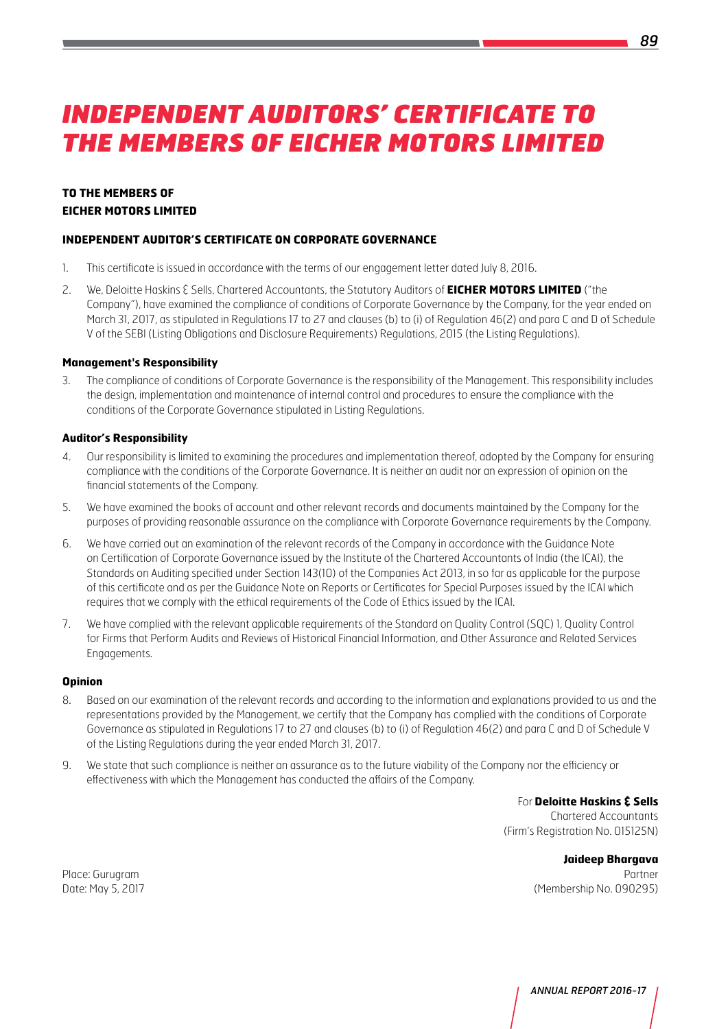# INDEPENDENT AUDITORS' CERTIFICATE TO THE MEMBERS OF EICHER MOTORS LIMITED

**TO THE MEMBERS OF**
**EICHER MOTORS LIMITED**

**INDEPENDENT AUDITOR'S CERTIFICATE ON CORPORATE GOVERNANCE**

1. This certificate is issued in accordance with the terms of our engagement letter dated July 8, 2016.
2. We, Deloitte Haskins & Sells, Chartered Accountants, the Statutory Auditors of **EICHER MOTORS LIMITED** ("the Company"), have examined the compliance of conditions of Corporate Governance by the Company, for the year ended on March 31, 2017, as stipulated in Regulations 17 to 27 and clauses (b) to (i) of Regulation 46(2) and para C and D of Schedule V of the SEBI (Listing Obligations and Disclosure Requirements) Regulations, 2015 (the Listing Regulations).

**Management's Responsibility**

3. The compliance of conditions of Corporate Governance is the responsibility of the Management. This responsibility includes the design, implementation and maintenance of internal control and procedures to ensure the compliance with the conditions of the Corporate Governance stipulated in Listing Regulations.

**Auditor's Responsibility**

4. Our responsibility is limited to examining the procedures and implementation thereof, adopted by the Company for ensuring compliance with the conditions of the Corporate Governance. It is neither an audit nor an expression of opinion on the financial statements of the Company.
5. We have examined the books of account and other relevant records and documents maintained by the Company for the purposes of providing reasonable assurance on the compliance with Corporate Governance requirements by the Company.
6. We have carried out an examination of the relevant records of the Company in accordance with the Guidance Note on Certification of Corporate Governance issued by the Institute of the Chartered Accountants of India (the ICAI), the Standards on Auditing specified under Section 143(10) of the Companies Act 2013, in so far as applicable for the purpose of this certificate and as per the Guidance Note on Reports or Certificates for Special Purposes issued by the ICAI which requires that we comply with the ethical requirements of the Code of Ethics issued by the ICAI.
7. We have complied with the relevant applicable requirements of the Standard on Quality Control (SQC) 1, Quality Control for Firms that Perform Audits and Reviews of Historical Financial Information, and Other Assurance and Related Services Engagements.

**Opinion**

8. Based on our examination of the relevant records and according to the information and explanations provided to us and the representations provided by the Management, we certify that the Company has complied with the conditions of Corporate Governance as stipulated in Regulations 17 to 27 and clauses (b) to (i) of Regulation 46(2) and para C and D of Schedule V of the Listing Regulations during the year ended March 31, 2017.
9. We state that such compliance is neither an assurance as to the future viability of the Company nor the efficiency or effectiveness with which the Management has conducted the affairs of the Company.

For **Deloitte Haskins & Sells**
Chartered Accountants
(Firm's Registration No. 015125N)

**Jaideep Bhargava**
Partner
(Membership No. 090295)

Place: Gurugram
Date: May 5, 2017